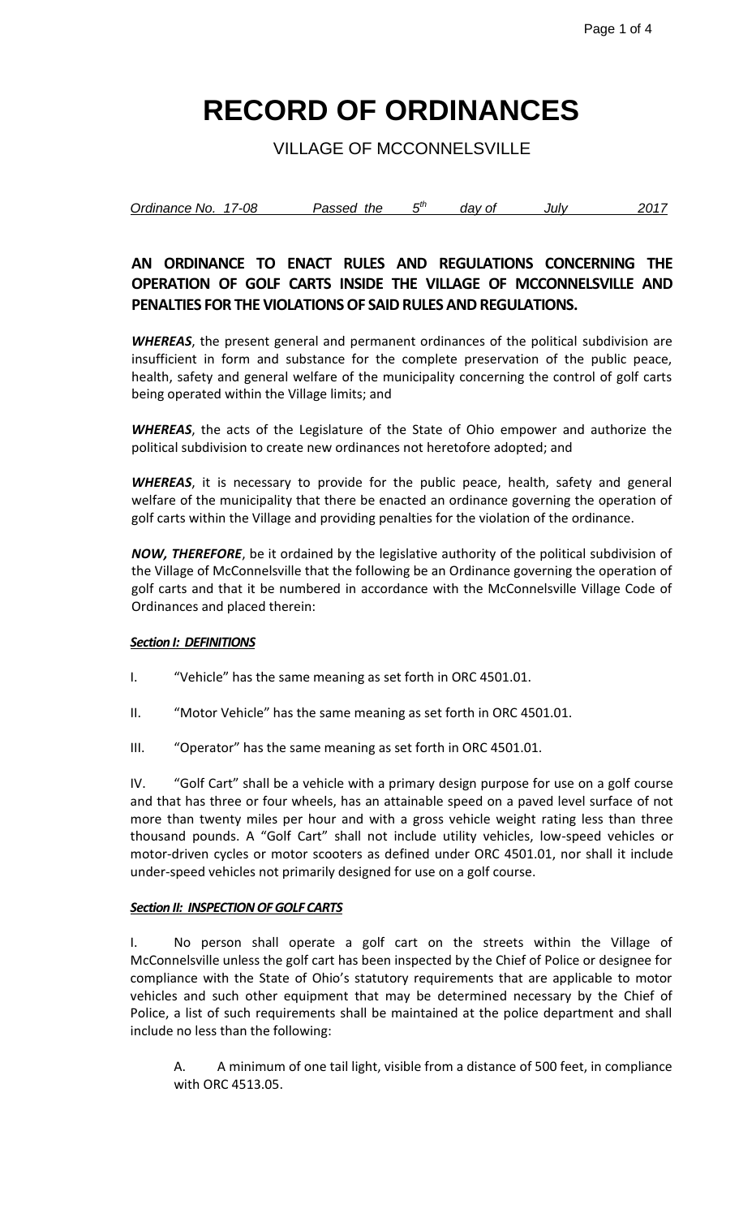# RECORD OF ORDINANCES

VILLAGE OF MCCONNELSVILLE

*Ordinance No. 17-08 Passed the 5th day of July 2017*

## AN ORDINANCE TO ENACT RULES AND REGULATIONS CONCERNING THE OPERATION OF GOLF CARTS INSIDE THE VILLAGE OF MCCONNELSVILLE AND PENALTIES FOR THE VIOLATIONS OF SAID RULES AND REGULATIONS.

***WHEREAS***, the present general and permanent ordinances of the political subdivision are insufficient in form and substance for the complete preservation of the public peace, health, safety and general welfare of the municipality concerning the control of golf carts being operated within the Village limits; and

***WHEREAS***, the acts of the Legislature of the State of Ohio empower and authorize the political subdivision to create new ordinances not heretofore adopted; and

***WHEREAS***, it is necessary to provide for the public peace, health, safety and general welfare of the municipality that there be enacted an ordinance governing the operation of golf carts within the Village and providing penalties for the violation of the ordinance.

***NOW, THEREFORE***, be it ordained by the legislative authority of the political subdivision of the Village of McConnelsville that the following be an Ordinance governing the operation of golf carts and that it be numbered in accordance with the McConnelsville Village Code of Ordinances and placed therein:

***Section I: DEFINITIONS***

I. "Vehicle" has the same meaning as set forth in ORC 4501.01.

II. "Motor Vehicle" has the same meaning as set forth in ORC 4501.01.

III. "Operator" has the same meaning as set forth in ORC 4501.01.

IV. "Golf Cart" shall be a vehicle with a primary design purpose for use on a golf course and that has three or four wheels, has an attainable speed on a paved level surface of not more than twenty miles per hour and with a gross vehicle weight rating less than three thousand pounds. A "Golf Cart" shall not include utility vehicles, low-speed vehicles or motor-driven cycles or motor scooters as defined under ORC 4501.01, nor shall it include under-speed vehicles not primarily designed for use on a golf course.

***Section II: INSPECTION OF GOLF CARTS***

I. No person shall operate a golf cart on the streets within the Village of McConnelsville unless the golf cart has been inspected by the Chief of Police or designee for compliance with the State of Ohio's statutory requirements that are applicable to motor vehicles and such other equipment that may be determined necessary by the Chief of Police, a list of such requirements shall be maintained at the police department and shall include no less than the following:

A. A minimum of one tail light, visible from a distance of 500 feet, in compliance with ORC 4513.05.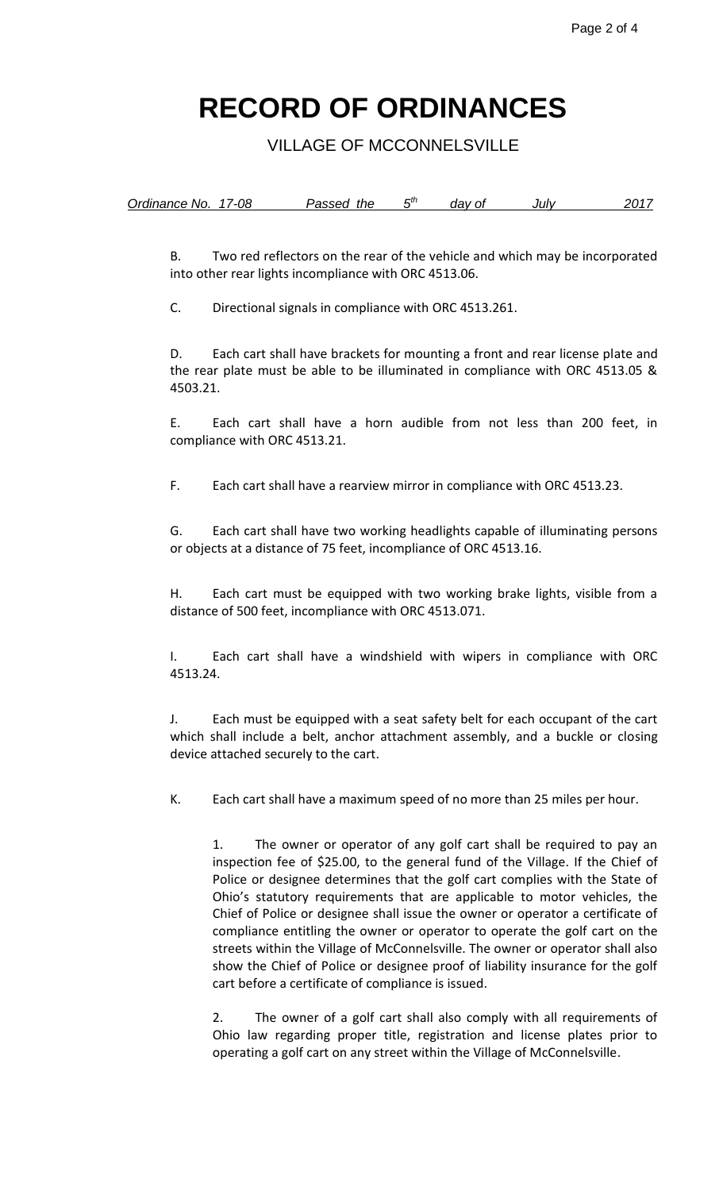# RECORD OF ORDINANCES

VILLAGE OF MCCONNELSVILLE

*Ordinance No. 17-08 Passed the 5th day of July 2017*

B. Two red reflectors on the rear of the vehicle and which may be incorporated into other rear lights incompliance with ORC 4513.06.

C. Directional signals in compliance with ORC 4513.261.

D. Each cart shall have brackets for mounting a front and rear license plate and the rear plate must be able to be illuminated in compliance with ORC 4513.05 & 4503.21.

E. Each cart shall have a horn audible from not less than 200 feet, in compliance with ORC 4513.21.

F. Each cart shall have a rearview mirror in compliance with ORC 4513.23.

G. Each cart shall have two working headlights capable of illuminating persons or objects at a distance of 75 feet, incompliance of ORC 4513.16.

H. Each cart must be equipped with two working brake lights, visible from a distance of 500 feet, incompliance with ORC 4513.071.

I. Each cart shall have a windshield with wipers in compliance with ORC 4513.24.

J. Each must be equipped with a seat safety belt for each occupant of the cart which shall include a belt, anchor attachment assembly, and a buckle or closing device attached securely to the cart.

K. Each cart shall have a maximum speed of no more than 25 miles per hour.

1. The owner or operator of any golf cart shall be required to pay an inspection fee of $25.00, to the general fund of the Village. If the Chief of Police or designee determines that the golf cart complies with the State of Ohio's statutory requirements that are applicable to motor vehicles, the Chief of Police or designee shall issue the owner or operator a certificate of compliance entitling the owner or operator to operate the golf cart on the streets within the Village of McConnelsville. The owner or operator shall also show the Chief of Police or designee proof of liability insurance for the golf cart before a certificate of compliance is issued.

2. The owner of a golf cart shall also comply with all requirements of Ohio law regarding proper title, registration and license plates prior to operating a golf cart on any street within the Village of McConnelsville.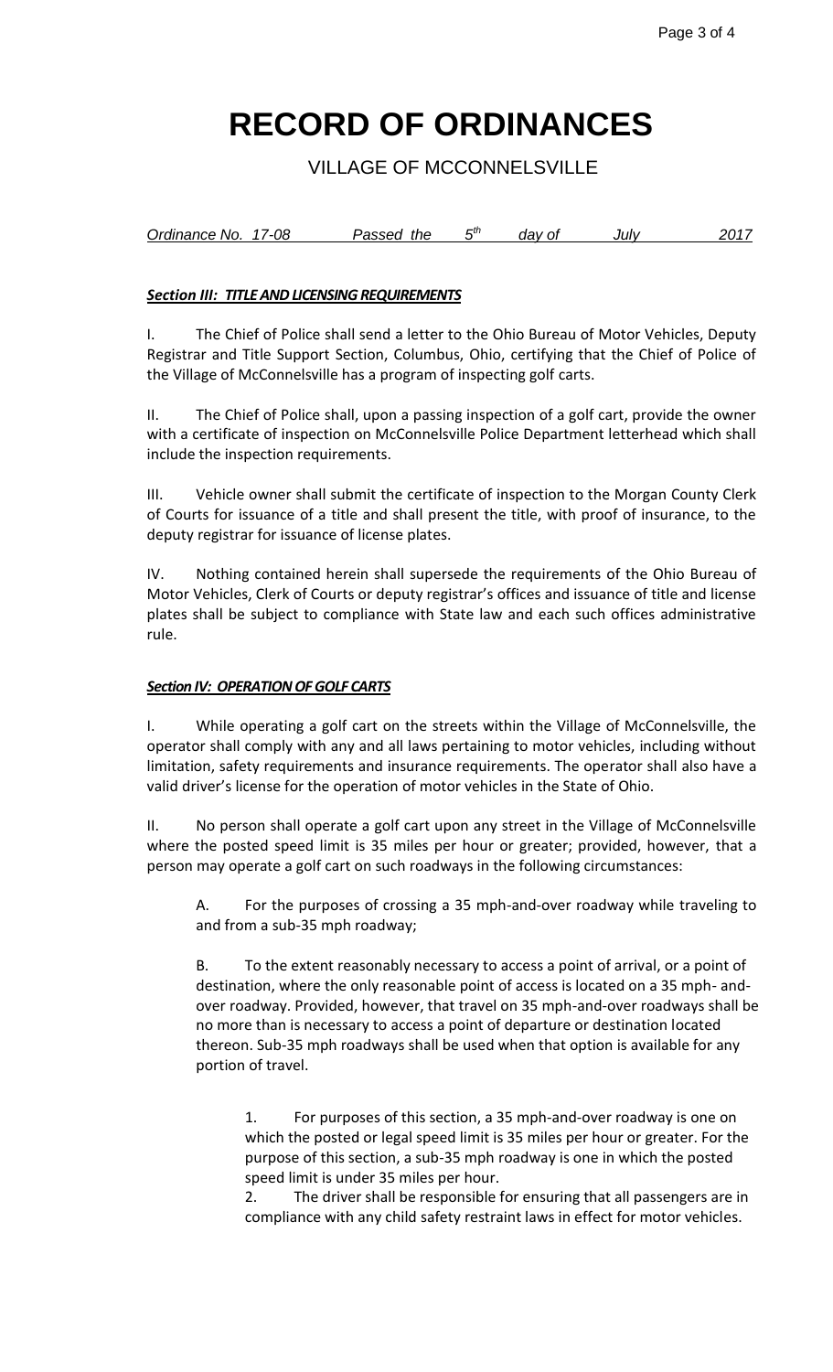# RECORD OF ORDINANCES

VILLAGE OF MCCONNELSVILLE

*Ordinance No. 17-08 Passed the 5th day of July 2017*

***Section III: TITLE AND LICENSING REQUIREMENTS***

I. The Chief of Police shall send a letter to the Ohio Bureau of Motor Vehicles, Deputy Registrar and Title Support Section, Columbus, Ohio, certifying that the Chief of Police of the Village of McConnelsville has a program of inspecting golf carts.

II. The Chief of Police shall, upon a passing inspection of a golf cart, provide the owner with a certificate of inspection on McConnelsville Police Department letterhead which shall include the inspection requirements.

III. Vehicle owner shall submit the certificate of inspection to the Morgan County Clerk of Courts for issuance of a title and shall present the title, with proof of insurance, to the deputy registrar for issuance of license plates.

IV. Nothing contained herein shall supersede the requirements of the Ohio Bureau of Motor Vehicles, Clerk of Courts or deputy registrar's offices and issuance of title and license plates shall be subject to compliance with State law and each such offices administrative rule.

***Section IV: OPERATION OF GOLF CARTS***

I. While operating a golf cart on the streets within the Village of McConnelsville, the operator shall comply with any and all laws pertaining to motor vehicles, including without limitation, safety requirements and insurance requirements. The operator shall also have a valid driver's license for the operation of motor vehicles in the State of Ohio.

II. No person shall operate a golf cart upon any street in the Village of McConnelsville where the posted speed limit is 35 miles per hour or greater; provided, however, that a person may operate a golf cart on such roadways in the following circumstances:

A. For the purposes of crossing a 35 mph-and-over roadway while traveling to and from a sub-35 mph roadway;

B. To the extent reasonably necessary to access a point of arrival, or a point of destination, where the only reasonable point of access is located on a 35 mph- and-over roadway. Provided, however, that travel on 35 mph-and-over roadways shall be no more than is necessary to access a point of departure or destination located thereon. Sub-35 mph roadways shall be used when that option is available for any portion of travel.

1. For purposes of this section, a 35 mph-and-over roadway is one on which the posted or legal speed limit is 35 miles per hour or greater. For the purpose of this section, a sub-35 mph roadway is one in which the posted speed limit is under 35 miles per hour.
2. The driver shall be responsible for ensuring that all passengers are in compliance with any child safety restraint laws in effect for motor vehicles.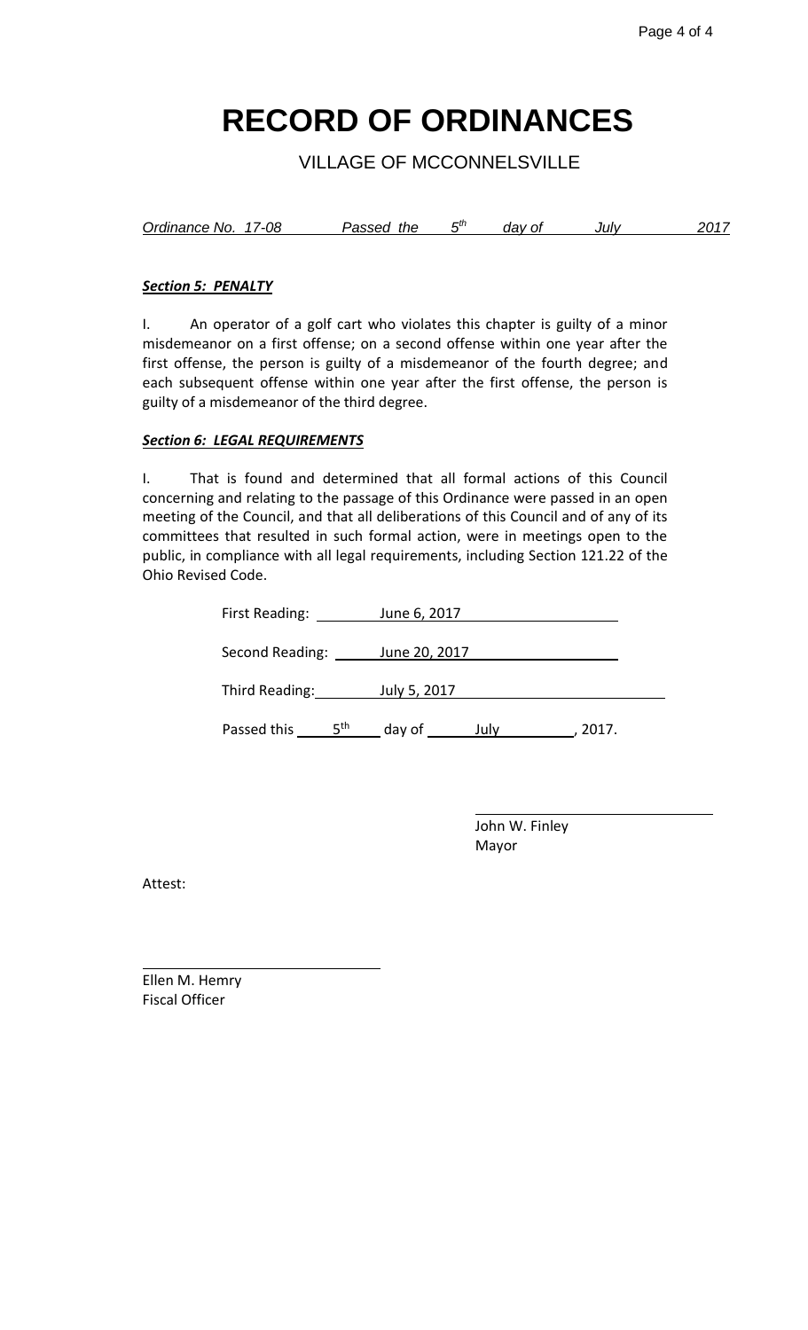# RECORD OF ORDINANCES

## VILLAGE OF MCCONNELSVILLE

*Ordinance No. 17-08 Passed the 5th day of July 2017*

***Section 5: PENALTY***

I. An operator of a golf cart who violates this chapter is guilty of a minor misdemeanor on a first offense; on a second offense within one year after the first offense, the person is guilty of a misdemeanor of the fourth degree; and each subsequent offense within one year after the first offense, the person is guilty of a misdemeanor of the third degree.

***Section 6: LEGAL REQUIREMENTS***

I. That is found and determined that all formal actions of this Council concerning and relating to the passage of this Ordinance were passed in an open meeting of the Council, and that all deliberations of this Council and of any of its committees that resulted in such formal action, were in meetings open to the public, in compliance with all legal requirements, including Section 121.22 of the Ohio Revised Code.

First Reading: June 6, 2017

Second Reading: June 20, 2017

Third Reading: July 5, 2017

Passed this 5th day of July, 2017.

John W. Finley
Mayor

Attest:

Ellen M. Hemry
Fiscal Officer